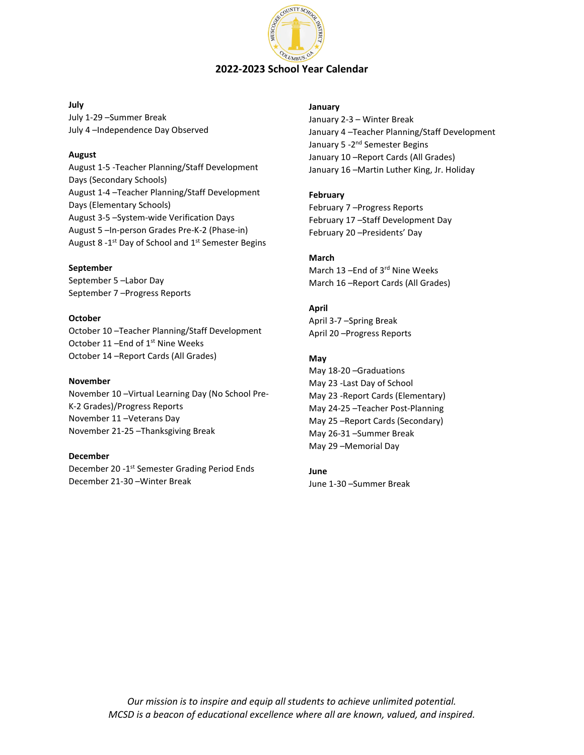# 2022-2023 School Year Calendar

**July**

July 1-29 –Summer Break
July 4 –Independence Day Observed

**August**

August 1-5 -Teacher Planning/Staff Development Days (Secondary Schools)
August 1-4 –Teacher Planning/Staff Development Days (Elementary Schools)
August 3-5 –System-wide Verification Days
August 5 –In-person Grades Pre-K-2 (Phase-in)
August 8 -1st Day of School and 1st Semester Begins

**September**

September 5 –Labor Day
September 7 –Progress Reports

**October**

October 10 –Teacher Planning/Staff Development
October 11 –End of 1st Nine Weeks
October 14 –Report Cards (All Grades)

**November**

November 10 –Virtual Learning Day (No School Pre-K-2 Grades)/Progress Reports
November 11 –Veterans Day
November 21-25 –Thanksgiving Break

**December**

December 20 -1st Semester Grading Period Ends
December 21-30 –Winter Break

**January**

January 2-3 – Winter Break
January 4 –Teacher Planning/Staff Development
January 5 -2nd Semester Begins
January 10 –Report Cards (All Grades)
January 16 –Martin Luther King, Jr. Holiday

**February**

February 7 –Progress Reports
February 17 –Staff Development Day
February 20 –Presidents' Day

**March**

March 13 –End of 3rd Nine Weeks
March 16 –Report Cards (All Grades)

**April**

April 3-7 –Spring Break
April 20 –Progress Reports

**May**

May 18-20 –Graduations
May 23 -Last Day of School
May 23 -Report Cards (Elementary)
May 24-25 –Teacher Post-Planning
May 25 –Report Cards (Secondary)
May 26-31 –Summer Break
May 29 –Memorial Day

**June**

June 1-30 –Summer Break

*Our mission is to inspire and equip all students to achieve unlimited potential.*
*MCSD is a beacon of educational excellence where all are known, valued, and inspired.*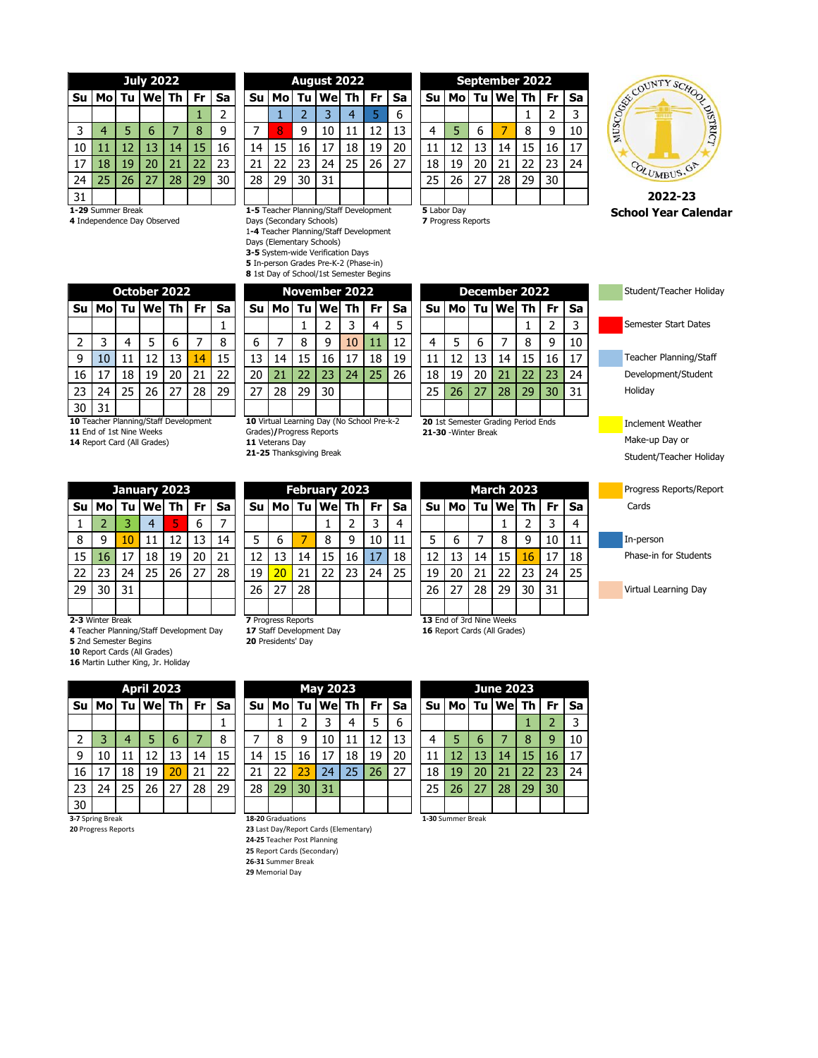MUSCOGEE COUNTY SCHOOL DISTRICT COLUMBUS, GA

## 2022-23 School Year Calendar

### July 2022

| Su | Mo | Tu | We | Th | Fr | Sa |
|---|---|---|---|---|---|---|
| | | | | | 1 | 2 |
| 3 | 4 | 5 | 6 | 7 | 8 | 9 |
| 10 | 11 | 12 | 13 | 14 | 15 | 16 |
| 17 | 18 | 19 | 20 | 21 | 22 | 23 |
| 24 | 25 | 26 | 27 | 28 | 29 | 30 |
| 31 | | | | | | |

**1-29** Summer Break
**4** Independence Day Observed

### August 2022

| Su | Mo | Tu | We | Th | Fr | Sa |
|---|---|---|---|---|---|---|
| | 1 | 2 | 3 | 4 | 5 | 6 |
| 7 | 8 | 9 | 10 | 11 | 12 | 13 |
| 14 | 15 | 16 | 17 | 18 | 19 | 20 |
| 21 | 22 | 23 | 24 | 25 | 26 | 27 |
| 28 | 29 | 30 | 31 | | | |

**1-5** Teacher Planning/Staff Development Days (Secondary Schools)
**1-4** Teacher Planning/Staff Development Days (Elementary Schools)
**3-5** System-wide Verification Days
**5** In-person Grades Pre-K-2 (Phase-in)
**8** 1st Day of School/1st Semester Begins

### September 2022

| Su | Mo | Tu | We | Th | Fr | Sa |
|---|---|---|---|---|---|---|
| | | | | 1 | 2 | 3 |
| 4 | 5 | 6 | 7 | 8 | 9 | 10 |
| 11 | 12 | 13 | 14 | 15 | 16 | 17 |
| 18 | 19 | 20 | 21 | 22 | 23 | 24 |
| 25 | 26 | 27 | 28 | 29 | 30 | |

**5** Labor Day
**7** Progress Reports

### October 2022

| Su | Mo | Tu | We | Th | Fr | Sa |
|---|---|---|---|---|---|---|
| | | | | | | 1 |
| 2 | 3 | 4 | 5 | 6 | 7 | 8 |
| 9 | 10 | 11 | 12 | 13 | 14 | 15 |
| 16 | 17 | 18 | 19 | 20 | 21 | 22 |
| 23 | 24 | 25 | 26 | 27 | 28 | 29 |
| 30 | 31 | | | | | |

**10** Teacher Planning/Staff Development
**11** End of 1st Nine Weeks
**14** Report Card (All Grades)

### November 2022

| Su | Mo | Tu | We | Th | Fr | Sa |
|---|---|---|---|---|---|---|
| | | 1 | 2 | 3 | 4 | 5 |
| 6 | 7 | 8 | 9 | 10 | 11 | 12 |
| 13 | 14 | 15 | 16 | 17 | 18 | 19 |
| 20 | 21 | 22 | 23 | 24 | 25 | 26 |
| 27 | 28 | 29 | 30 | | | |

**10** Virtual Learning Day (No School Pre-k-2 Grades)/Progress Reports
**11** Veterans Day
**21-25** Thanksgiving Break

### December 2022

| Su | Mo | Tu | We | Th | Fr | Sa |
|---|---|---|---|---|---|---|
| | | | | 1 | 2 | 3 |
| 4 | 5 | 6 | 7 | 8 | 9 | 10 |
| 11 | 12 | 13 | 14 | 15 | 16 | 17 |
| 18 | 19 | 20 | 21 | 22 | 23 | 24 |
| 25 | 26 | 27 | 28 | 29 | 30 | 31 |

**20** 1st Semester Grading Period Ends
**21-30** -Winter Break

### January 2023

| Su | Mo | Tu | We | Th | Fr | Sa |
|---|---|---|---|---|---|---|
| 1 | 2 | 3 | 4 | 5 | 6 | 7 |
| 8 | 9 | 10 | 11 | 12 | 13 | 14 |
| 15 | 16 | 17 | 18 | 19 | 20 | 21 |
| 22 | 23 | 24 | 25 | 26 | 27 | 28 |
| 29 | 30 | 31 | | | | |

**2-3** Winter Break
**4** Teacher Planning/Staff Development Day
**5** 2nd Semester Begins
**10** Report Cards (All Grades)
**16** Martin Luther King, Jr. Holiday

### February 2023

| Su | Mo | Tu | We | Th | Fr | Sa |
|---|---|---|---|---|---|---|
| | | | 1 | 2 | 3 | 4 |
| 5 | 6 | 7 | 8 | 9 | 10 | 11 |
| 12 | 13 | 14 | 15 | 16 | 17 | 18 |
| 19 | 20 | 21 | 22 | 23 | 24 | 25 |
| 26 | 27 | 28 | | | | |

**7** Progress Reports
**17** Staff Development Day
**20** Presidents' Day

### March 2023

| Su | Mo | Tu | We | Th | Fr | Sa |
|---|---|---|---|---|---|---|
| | | | 1 | 2 | 3 | 4 |
| 5 | 6 | 7 | 8 | 9 | 10 | 11 |
| 12 | 13 | 14 | 15 | 16 | 17 | 18 |
| 19 | 20 | 21 | 22 | 23 | 24 | 25 |
| 26 | 27 | 28 | 29 | 30 | 31 | |

**13** End of 3rd Nine Weeks
**16** Report Cards (All Grades)

### April 2023

| Su | Mo | Tu | We | Th | Fr | Sa |
|---|---|---|---|---|---|---|
| | | | | | | 1 |
| 2 | 3 | 4 | 5 | 6 | 7 | 8 |
| 9 | 10 | 11 | 12 | 13 | 14 | 15 |
| 16 | 17 | 18 | 19 | 20 | 21 | 22 |
| 23 | 24 | 25 | 26 | 27 | 28 | 29 |
| 30 | | | | | | |

**3-7** Spring Break
**20** Progress Reports

### May 2023

| Su | Mo | Tu | We | Th | Fr | Sa |
|---|---|---|---|---|---|---|
| | 1 | 2 | 3 | 4 | 5 | 6 |
| 7 | 8 | 9 | 10 | 11 | 12 | 13 |
| 14 | 15 | 16 | 17 | 18 | 19 | 20 |
| 21 | 22 | 23 | 24 | 25 | 26 | 27 |
| 28 | 29 | 30 | 31 | | | |

**18-20** Graduations
**23** Last Day/Report Cards (Elementary)
**24-25** Teacher Post Planning
**25** Report Cards (Secondary)
**26-31** Summer Break
**29** Memorial Day

### June 2023

| Su | Mo | Tu | We | Th | Fr | Sa |
|---|---|---|---|---|---|---|
| | | | | 1 | 2 | 3 |
| 4 | 5 | 6 | 7 | 8 | 9 | 10 |
| 11 | 12 | 13 | 14 | 15 | 16 | 17 |
| 18 | 19 | 20 | 21 | 22 | 23 | 24 |
| 25 | 26 | 27 | 28 | 29 | 30 | |

**1-30** Summer Break

### Legend

- Student/Teacher Holiday
- Semester Start Dates
- Teacher Planning/Staff Development/Student Holiday
- Inclement Weather Make-up Day or Student/Teacher Holiday
- Progress Reports/Report Cards
- In-person Phase-in for Students
- Virtual Learning Day